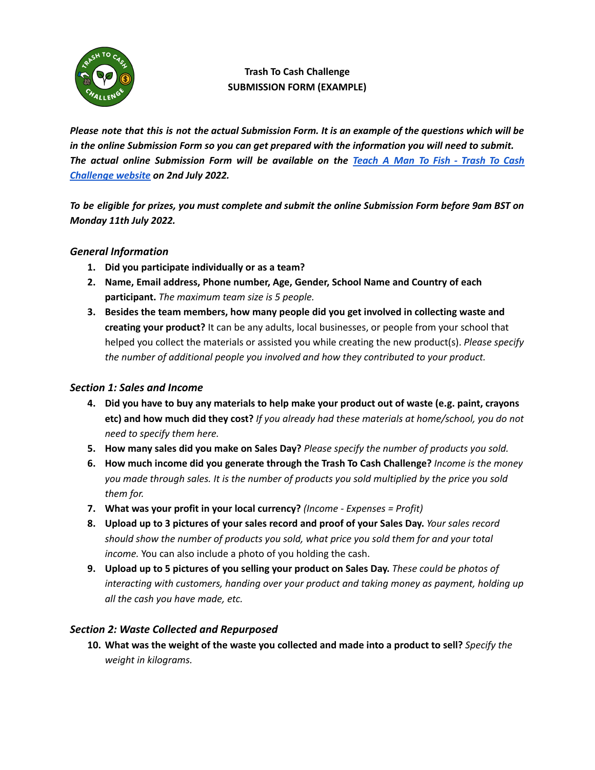**Trash To Cash Challenge**
**SUBMISSION FORM (EXAMPLE)**

***Please note that this is not the actual Submission Form. It is an example of the questions which will be in the online Submission Form so you can get prepared with the information you will need to submit. The actual online Submission Form will be available on the [Teach A Man To Fish - Trash To Cash Challenge website](#) on 2nd July 2022.***

***To be eligible for prizes, you must complete and submit the online Submission Form before 9am BST on Monday 11th July 2022.***

## *General Information*

1. **Did you participate individually or as a team?**
2. **Name, Email address, Phone number, Age, Gender, School Name and Country of each participant.** *The maximum team size is 5 people.*
3. **Besides the team members, how many people did you get involved in collecting waste and creating your product?** It can be any adults, local businesses, or people from your school that helped you collect the materials or assisted you while creating the new product(s). *Please specify the number of additional people you involved and how they contributed to your product.*

## *Section 1: Sales and Income*

4. **Did you have to buy any materials to help make your product out of waste (e.g. paint, crayons etc) and how much did they cost?** *If you already had these materials at home/school, you do not need to specify them here.*
5. **How many sales did you make on Sales Day?** *Please specify the number of products you sold.*
6. **How much income did you generate through the Trash To Cash Challenge?** *Income is the money you made through sales. It is the number of products you sold multiplied by the price you sold them for.*
7. **What was your profit in your local currency?** *(Income - Expenses = Profit)*
8. **Upload up to 3 pictures of your sales record and proof of your Sales Day.** *Your sales record should show the number of products you sold, what price you sold them for and your total income.* You can also include a photo of you holding the cash.
9. **Upload up to 5 pictures of you selling your product on Sales Day.** *These could be photos of interacting with customers, handing over your product and taking money as payment, holding up all the cash you have made, etc.*

## *Section 2: Waste Collected and Repurposed*

10. **What was the weight of the waste you collected and made into a product to sell?** *Specify the weight in kilograms.*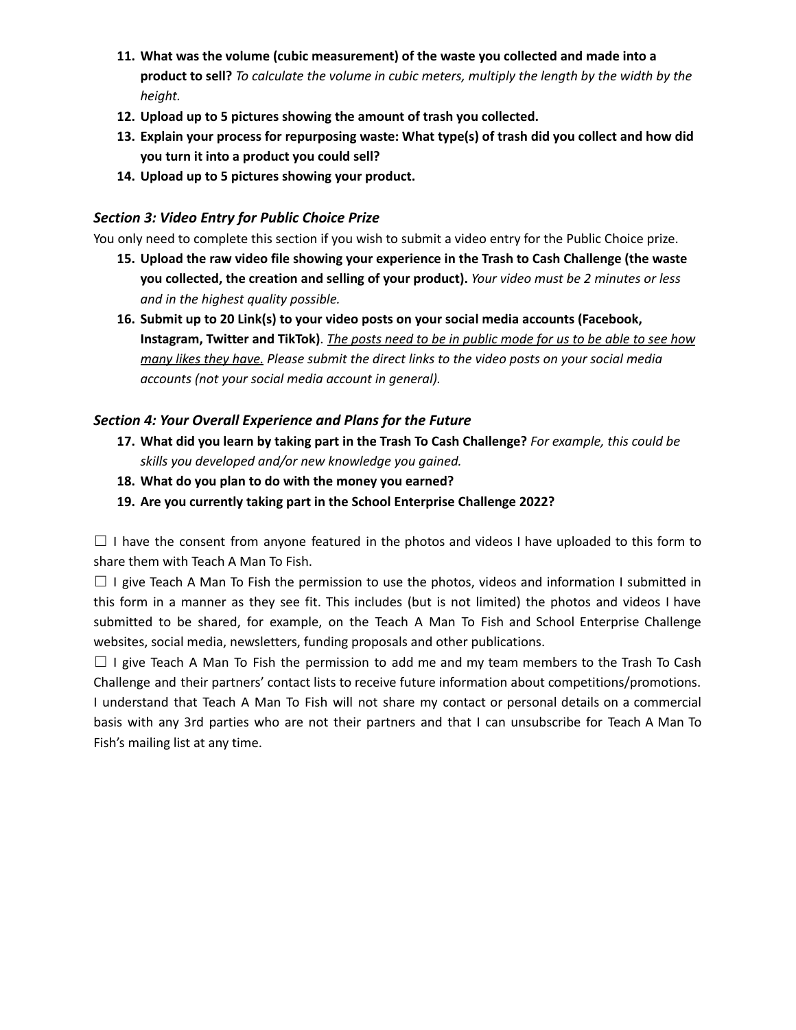11. **What was the volume (cubic measurement) of the waste you collected and made into a product to sell?** *To calculate the volume in cubic meters, multiply the length by the width by the height.*
12. **Upload up to 5 pictures showing the amount of trash you collected.**
13. **Explain your process for repurposing waste: What type(s) of trash did you collect and how did you turn it into a product you could sell?**
14. **Upload up to 5 pictures showing your product.**

### *Section 3: Video Entry for Public Choice Prize*

You only need to complete this section if you wish to submit a video entry for the Public Choice prize.

15. **Upload the raw video file showing your experience in the Trash to Cash Challenge (the waste you collected, the creation and selling of your product).** *Your video must be 2 minutes or less and in the highest quality possible.*
16. **Submit up to 20 Link(s) to your video posts on your social media accounts (Facebook, Instagram, Twitter and TikTok)**. *<u>The posts need to be in public mode for us to be able to see how many likes they have.</u> Please submit the direct links to the video posts on your social media accounts (not your social media account in general).*

### *Section 4: Your Overall Experience and Plans for the Future*

17. **What did you learn by taking part in the Trash To Cash Challenge?** *For example, this could be skills you developed and/or new knowledge you gained.*
18. **What do you plan to do with the money you earned?**
19. **Are you currently taking part in the School Enterprise Challenge 2022?**

☐ I have the consent from anyone featured in the photos and videos I have uploaded to this form to share them with Teach A Man To Fish.

☐ I give Teach A Man To Fish the permission to use the photos, videos and information I submitted in this form in a manner as they see fit. This includes (but is not limited) the photos and videos I have submitted to be shared, for example, on the Teach A Man To Fish and School Enterprise Challenge websites, social media, newsletters, funding proposals and other publications.

☐ I give Teach A Man To Fish the permission to add me and my team members to the Trash To Cash Challenge and their partners' contact lists to receive future information about competitions/promotions. I understand that Teach A Man To Fish will not share my contact or personal details on a commercial basis with any 3rd parties who are not their partners and that I can unsubscribe for Teach A Man To Fish's mailing list at any time.